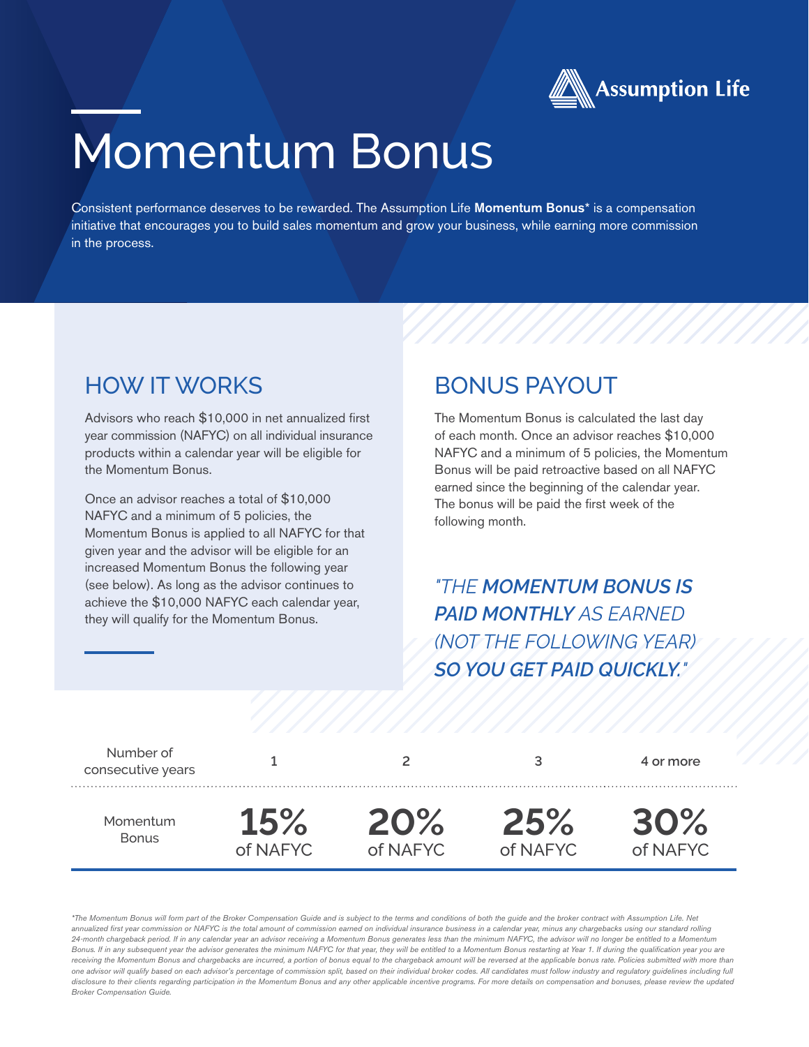Assumption Life

# Momentum Bonus

Consistent performance deserves to be rewarded. The Assumption Life **Momentum Bonus*** is a compensation initiative that encourages you to build sales momentum and grow your business, while earning more commission in the process.

## HOW IT WORKS

Advisors who reach $10,000 in net annualized first year commission (NAFYC) on all individual insurance products within a calendar year will be eligible for the Momentum Bonus.

Once an advisor reaches a total of $10,000 NAFYC and a minimum of 5 policies, the Momentum Bonus is applied to all NAFYC for that given year and the advisor will be eligible for an increased Momentum Bonus the following year (see below). As long as the advisor continues to achieve the $10,000 NAFYC each calendar year, they will qualify for the Momentum Bonus.

## BONUS PAYOUT

The Momentum Bonus is calculated the last day of each month. Once an advisor reaches $10,000 NAFYC and a minimum of 5 policies, the Momentum Bonus will be paid retroactive based on all NAFYC earned since the beginning of the calendar year. The bonus will be paid the first week of the following month.

*"THE **MOMENTUM BONUS IS PAID MONTHLY** AS EARNED (NOT THE FOLLOWING YEAR) **SO YOU GET PAID QUICKLY.**"*

| Number of consecutive years | 1 | 2 | 3 | 4 or more |
|---|---|---|---|---|
| Momentum Bonus | **15%** of NAFYC | **20%** of NAFYC | **25%** of NAFYC | **30%** of NAFYC |

*\*The Momentum Bonus will form part of the Broker Compensation Guide and is subject to the terms and conditions of both the guide and the broker contract with Assumption Life. Net annualized first year commission or NAFYC is the total amount of commission earned on individual insurance business in a calendar year, minus any chargebacks using our standard rolling 24-month chargeback period. If in any calendar year an advisor receiving a Momentum Bonus generates less than the minimum NAFYC, the advisor will no longer be entitled to a Momentum Bonus. If in any subsequent year the advisor generates the minimum NAFYC for that year, they will be entitled to a Momentum Bonus restarting at Year 1. If during the qualification year you are receiving the Momentum Bonus and chargebacks are incurred, a portion of bonus equal to the chargeback amount will be reversed at the applicable bonus rate. Policies submitted with more than one advisor will qualify based on each advisor's percentage of commission split, based on their individual broker codes. All candidates must follow industry and regulatory guidelines including full disclosure to their clients regarding participation in the Momentum Bonus and any other applicable incentive programs. For more details on compensation and bonuses, please review the updated Broker Compensation Guide.*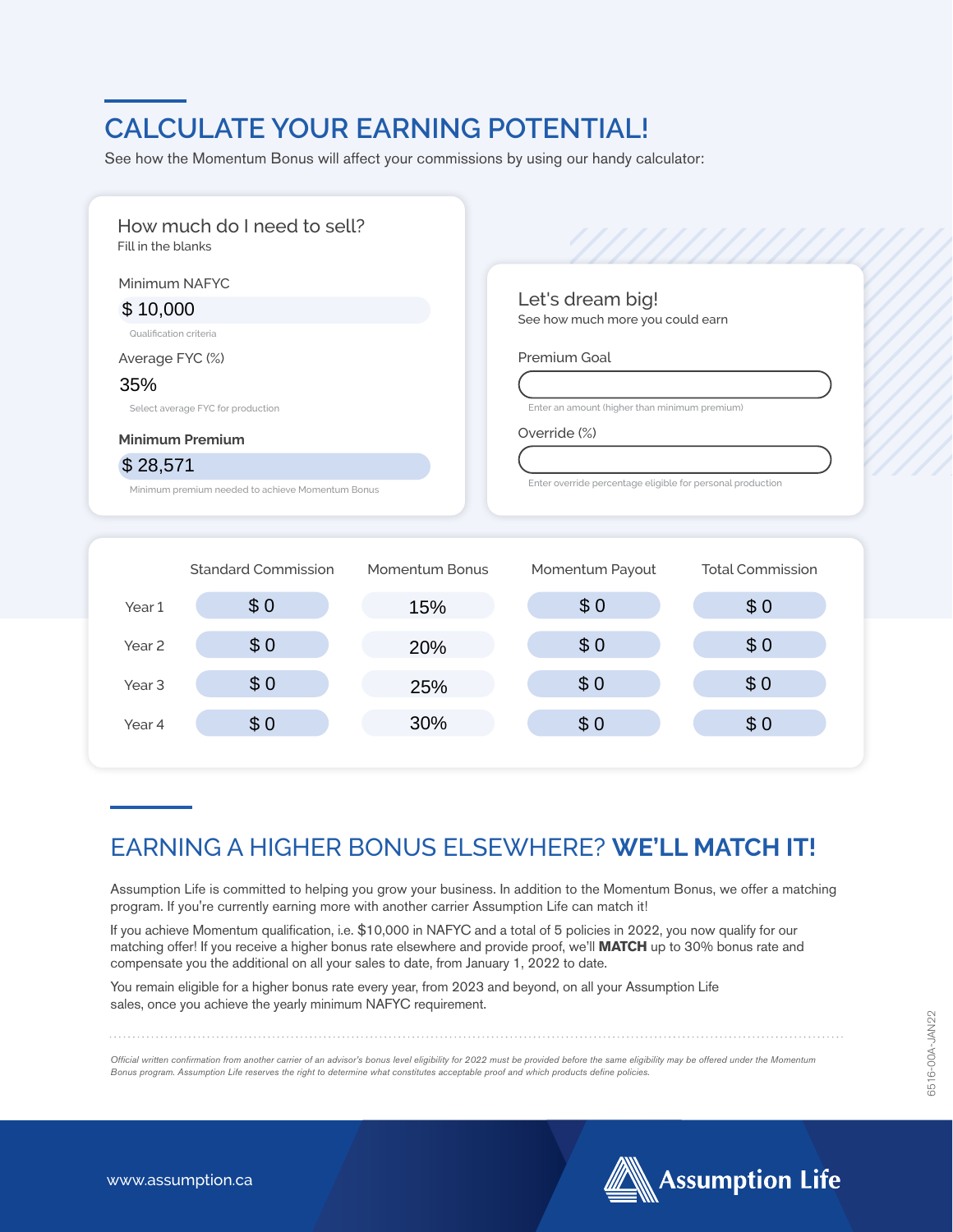## CALCULATE YOUR EARNING POTENTIAL!

See how the Momentum Bonus will affect your commissions by using our handy calculator:

### How much do I need to sell?

Fill in the blanks

Minimum NAFYC

$ 10,000

Qualification criteria

Average FYC (%)

35%

Select average FYC for production

**Minimum Premium**

$ 28,571

Minimum premium needed to achieve Momentum Bonus

### Let's dream big!

See how much more you could earn

Premium Goal

Enter an amount (higher than minimum premium)

Override (%)

Enter override percentage eligible for personal production

| | Standard Commission | Momentum Bonus | Momentum Payout | Total Commission |
|---|---|---|---|---|
| Year 1 | $ 0 | 15% | $ 0 | $ 0 |
| Year 2 | $ 0 | 20% | $ 0 | $ 0 |
| Year 3 | $ 0 | 25% | $ 0 | $ 0 |
| Year 4 | $ 0 | 30% | $ 0 | $ 0 |

## EARNING A HIGHER BONUS ELSEWHERE? **WE'LL MATCH IT!**

Assumption Life is committed to helping you grow your business. In addition to the Momentum Bonus, we offer a matching program. If you're currently earning more with another carrier Assumption Life can match it!

If you achieve Momentum qualification, i.e. $10,000 in NAFYC and a total of 5 policies in 2022, you now qualify for our matching offer! If you receive a higher bonus rate elsewhere and provide proof, we'll **MATCH** up to 30% bonus rate and compensate you the additional on all your sales to date, from January 1, 2022 to date.

You remain eligible for a higher bonus rate every year, from 2023 and beyond, on all your Assumption Life sales, once you achieve the yearly minimum NAFYC requirement.

*Official written confirmation from another carrier of an advisor's bonus level eligibility for 2022 must be provided before the same eligibility may be offered under the Momentum Bonus program. Assumption Life reserves the right to determine what constitutes acceptable proof and which products define policies.*

6516-00A-JAN22

www.assumption.ca

Assumption Life